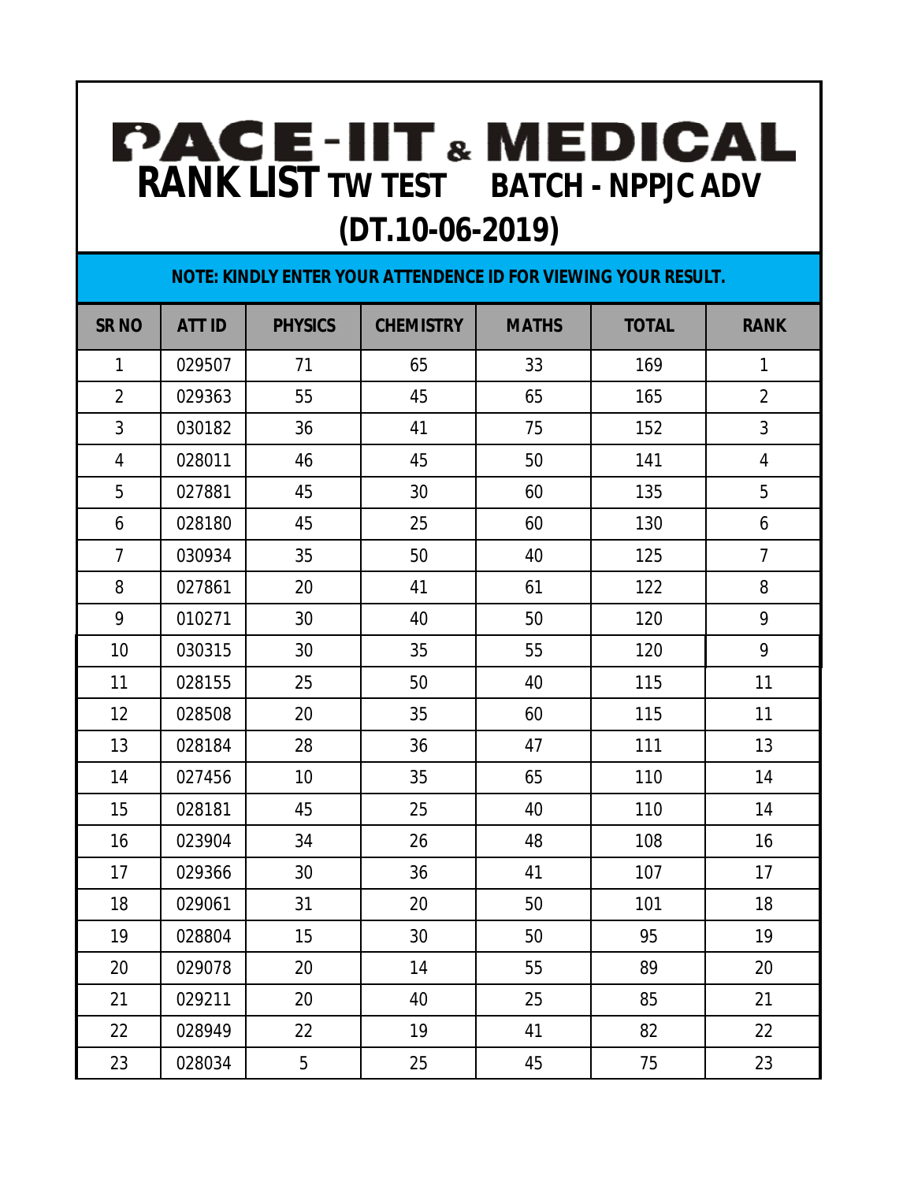# PACE-IIT & MEDICAL

## RANK LIST TW TEST BATCH - NPPJC ADV

## (DT.10-06-2019)

**NOTE: KINDLY ENTER YOUR ATTENDENCE ID FOR VIEWING YOUR RESULT.**

| SR NO | ATT ID | PHYSICS | CHEMISTRY | MATHS | TOTAL | RANK |
|---|---|---|---|---|---|---|
| 1 | 029507 | 71 | 65 | 33 | 169 | 1 |
| 2 | 029363 | 55 | 45 | 65 | 165 | 2 |
| 3 | 030182 | 36 | 41 | 75 | 152 | 3 |
| 4 | 028011 | 46 | 45 | 50 | 141 | 4 |
| 5 | 027881 | 45 | 30 | 60 | 135 | 5 |
| 6 | 028180 | 45 | 25 | 60 | 130 | 6 |
| 7 | 030934 | 35 | 50 | 40 | 125 | 7 |
| 8 | 027861 | 20 | 41 | 61 | 122 | 8 |
| 9 | 010271 | 30 | 40 | 50 | 120 | 9 |
| 10 | 030315 | 30 | 35 | 55 | 120 | 9 |
| 11 | 028155 | 25 | 50 | 40 | 115 | 11 |
| 12 | 028508 | 20 | 35 | 60 | 115 | 11 |
| 13 | 028184 | 28 | 36 | 47 | 111 | 13 |
| 14 | 027456 | 10 | 35 | 65 | 110 | 14 |
| 15 | 028181 | 45 | 25 | 40 | 110 | 14 |
| 16 | 023904 | 34 | 26 | 48 | 108 | 16 |
| 17 | 029366 | 30 | 36 | 41 | 107 | 17 |
| 18 | 029061 | 31 | 20 | 50 | 101 | 18 |
| 19 | 028804 | 15 | 30 | 50 | 95 | 19 |
| 20 | 029078 | 20 | 14 | 55 | 89 | 20 |
| 21 | 029211 | 20 | 40 | 25 | 85 | 21 |
| 22 | 028949 | 22 | 19 | 41 | 82 | 22 |
| 23 | 028034 | 5 | 25 | 45 | 75 | 23 |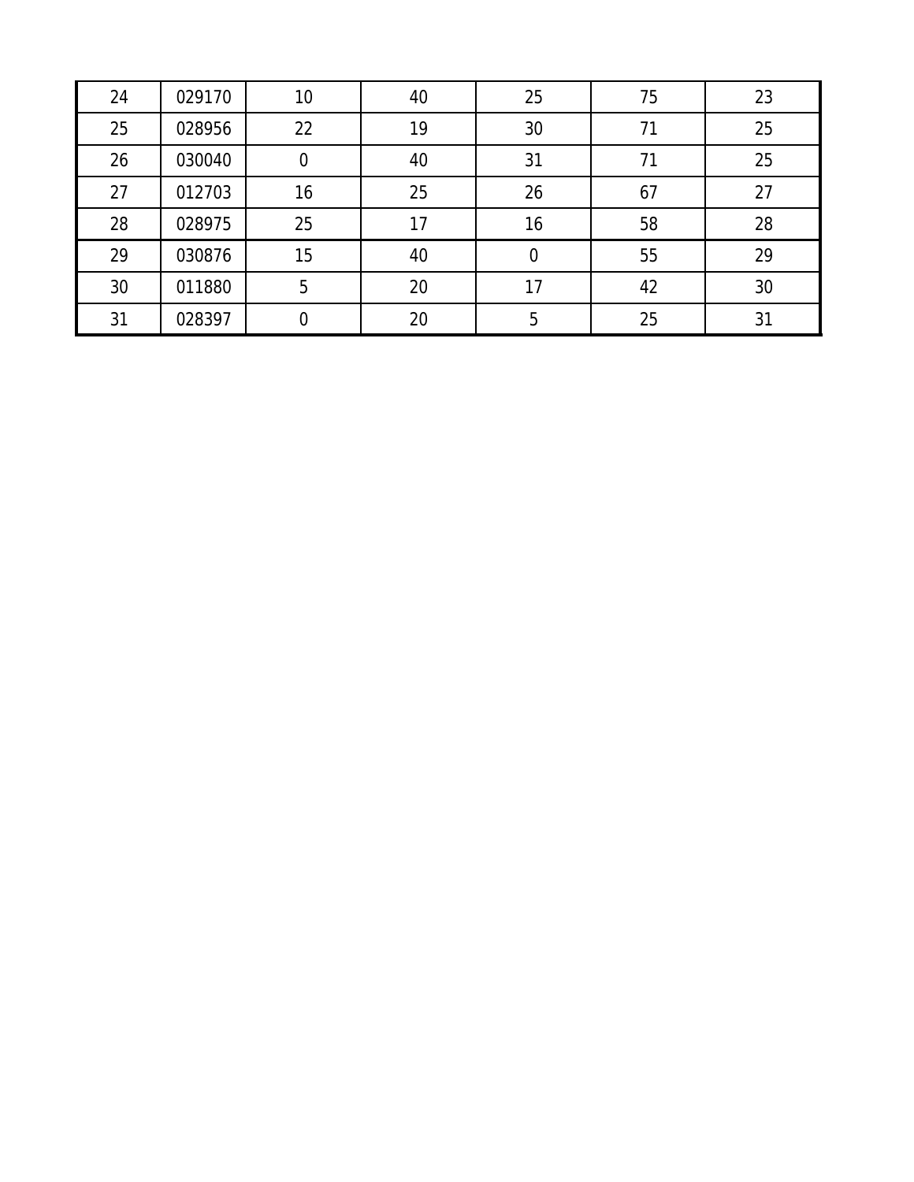| | | | | | | |
|---|---|---|---|---|---|---|
| 24 | 029170 | 10 | 40 | 25 | 75 | 23 |
| 25 | 028956 | 22 | 19 | 30 | 71 | 25 |
| 26 | 030040 | 0 | 40 | 31 | 71 | 25 |
| 27 | 012703 | 16 | 25 | 26 | 67 | 27 |
| 28 | 028975 | 25 | 17 | 16 | 58 | 28 |
| 29 | 030876 | 15 | 40 | 0 | 55 | 29 |
| 30 | 011880 | 5 | 20 | 17 | 42 | 30 |
| 31 | 028397 | 0 | 20 | 5 | 25 | 31 |